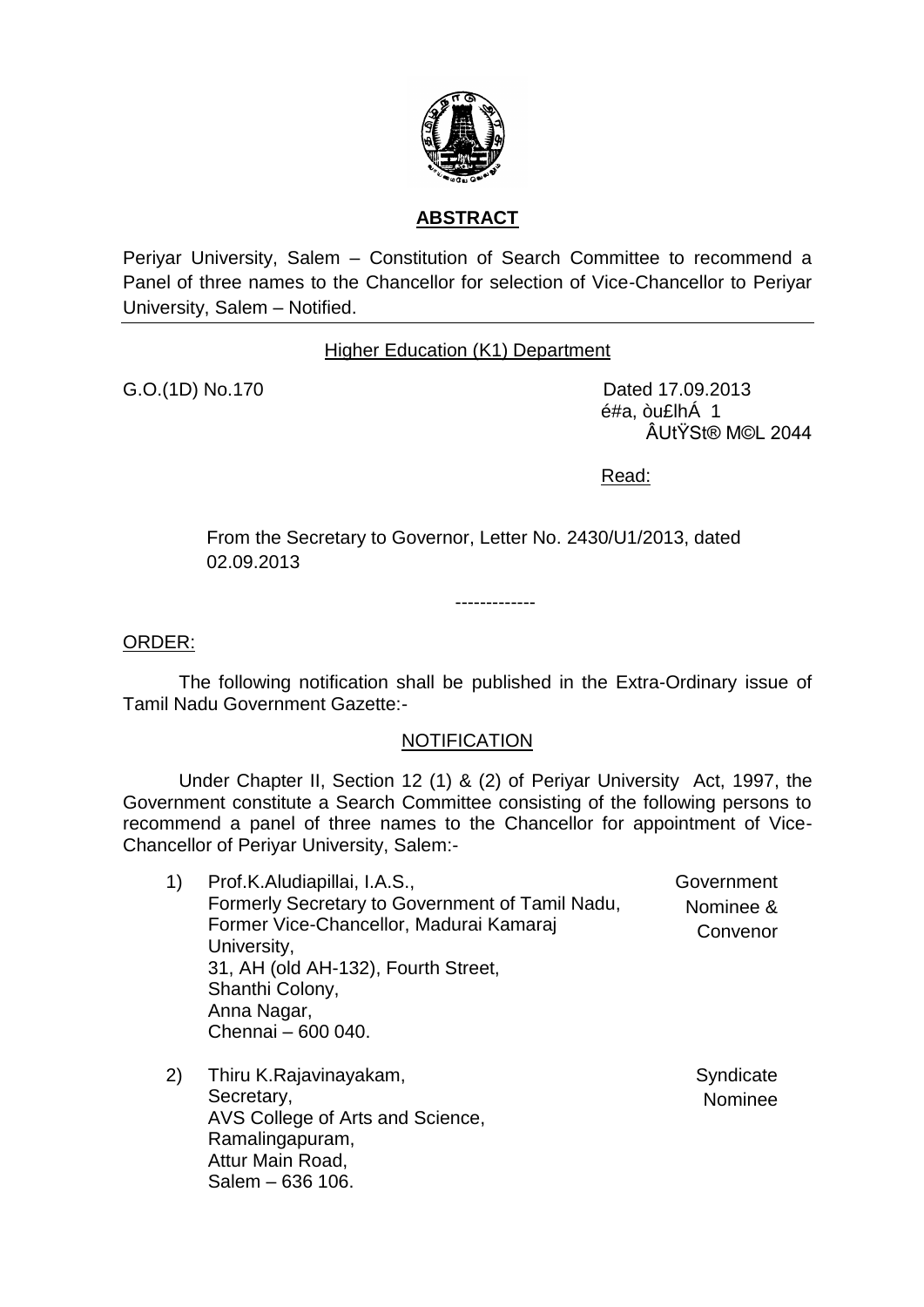**ABSTRACT**

Periyar University, Salem – Constitution of Search Committee to recommend a Panel of three names to the Chancellor for selection of Vice-Chancellor to Periyar University, Salem – Notified.

Higher Education (K1) Department

G.O.(1D) No.170 Dated 17.09.2013

é#a, òu£lhÁ 1

ÂUtŸSt® M©L 2044

Read:

From the Secretary to Governor, Letter No. 2430/U1/2013, dated 02.09.2013

-------------

ORDER:

The following notification shall be published in the Extra-Ordinary issue of Tamil Nadu Government Gazette:-

NOTIFICATION

Under Chapter II, Section 12 (1) & (2) of Periyar University Act, 1997, the Government constitute a Search Committee consisting of the following persons to recommend a panel of three names to the Chancellor for appointment of Vice-Chancellor of Periyar University, Salem:-

1) Prof.K.Aludiapillai, I.A.S.,
Formerly Secretary to Government of Tamil Nadu,
Former Vice-Chancellor, Madurai Kamaraj University,
31, AH (old AH-132), Fourth Street,
Shanthi Colony,
Anna Nagar,
Chennai – 600 040.
— Government Nominee & Convenor

2) Thiru K.Rajavinayakam,
Secretary,
AVS College of Arts and Science,
Ramalingapuram,
Attur Main Road,
Salem – 636 106.
— Syndicate Nominee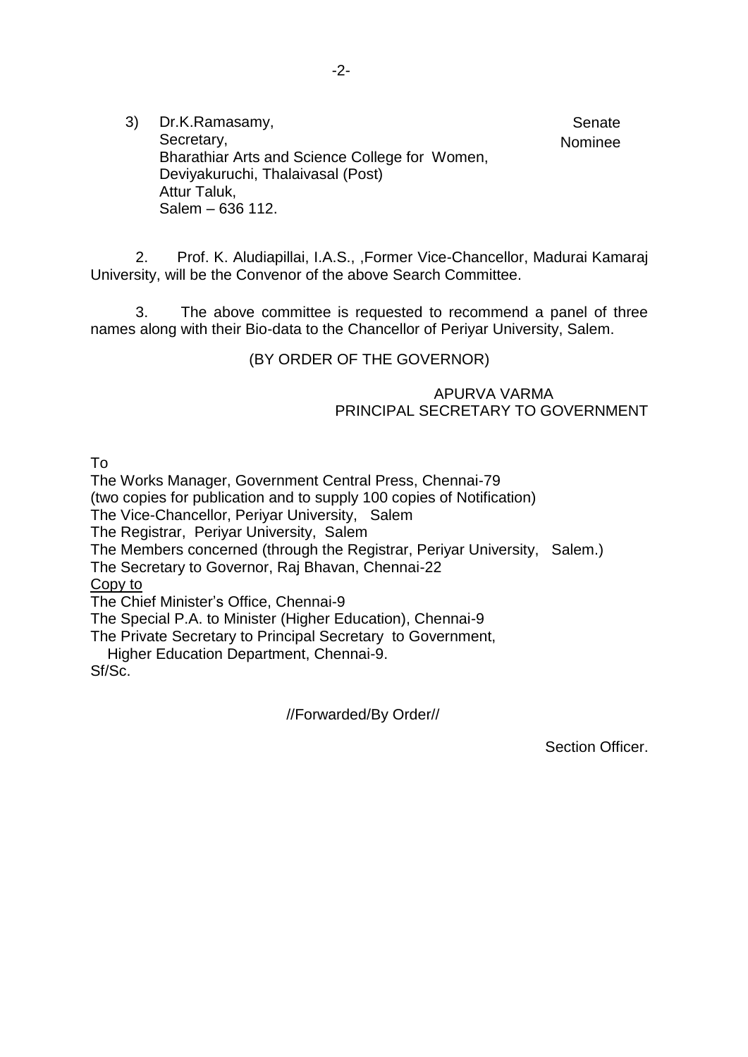3) Dr.K.Ramasamy,
   Secretary,
   Bharathiar Arts and Science College for Women,
   Deviyakuruchi, Thalaivasal (Post)
   Attur Taluk,
   Salem – 636 112.

Senate Nominee

2. Prof. K. Aludiapillai, I.A.S., ,Former Vice-Chancellor, Madurai Kamaraj University, will be the Convenor of the above Search Committee.

3. The above committee is requested to recommend a panel of three names along with their Bio-data to the Chancellor of Periyar University, Salem.

(BY ORDER OF THE GOVERNOR)

APURVA VARMA
PRINCIPAL SECRETARY TO GOVERNMENT

To
The Works Manager, Government Central Press, Chennai-79
(two copies for publication and to supply 100 copies of Notification)
The Vice-Chancellor, Periyar University, Salem
The Registrar, Periyar University, Salem
The Members concerned (through the Registrar, Periyar University, Salem.)
The Secretary to Governor, Raj Bhavan, Chennai-22

Copy to
The Chief Minister's Office, Chennai-9
The Special P.A. to Minister (Higher Education), Chennai-9
The Private Secretary to Principal Secretary to Government,
Higher Education Department, Chennai-9.
Sf/Sc.

//Forwarded/By Order//

Section Officer.